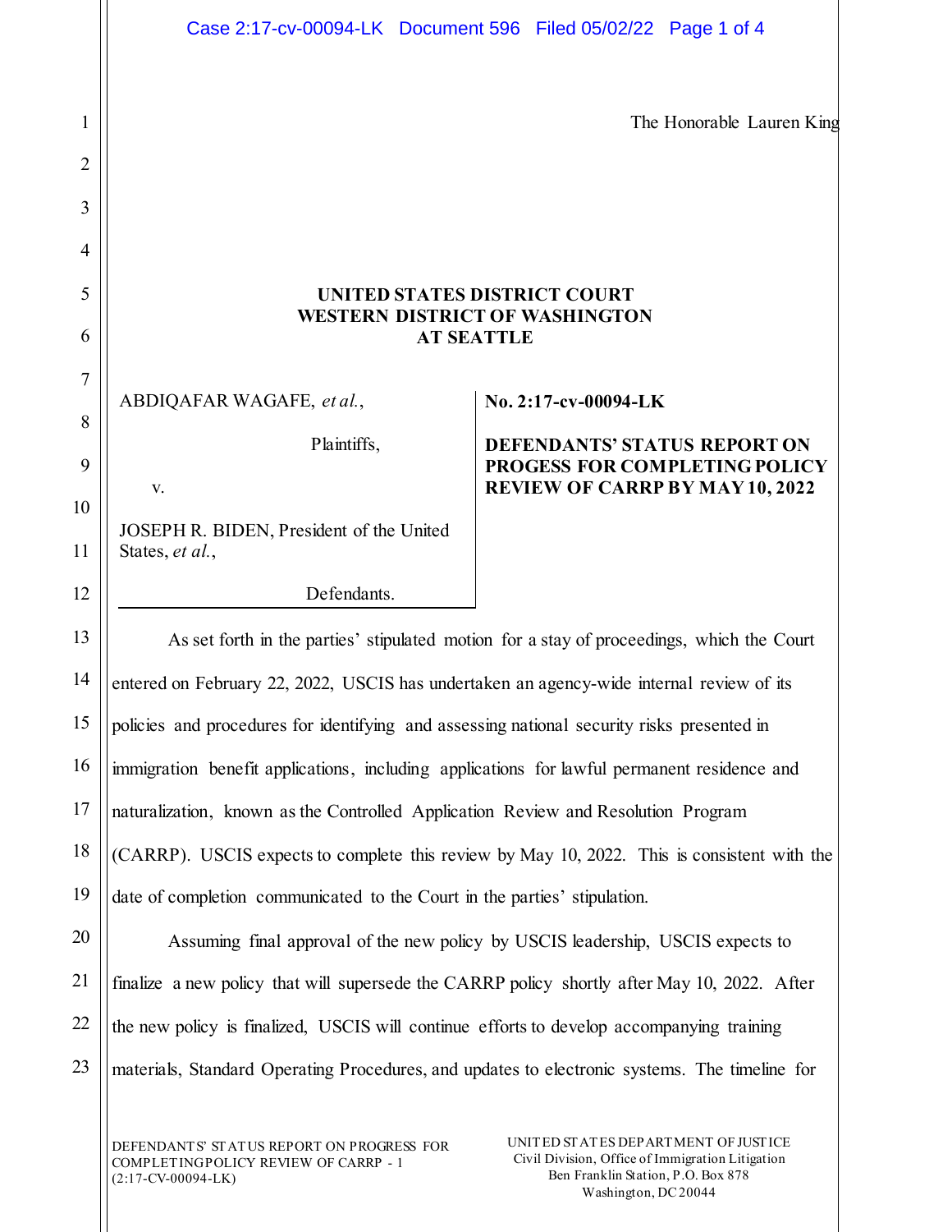The Honorable Lauren King

**UNITED STATES DISTRICT COURT**
**WESTERN DISTRICT OF WASHINGTON**
**AT SEATTLE**

| | |
|---|---|
| ABDIQAFAR WAGAFE, *et al.*,<br><br>Plaintiffs,<br><br>v.<br><br>JOSEPH R. BIDEN, President of the United States, *et al.*,<br><br>Defendants. | **No. 2:17-cv-00094-LK**<br><br>**DEFENDANTS' STATUS REPORT ON PROGESS FOR COMPLETING POLICY REVIEW OF CARRP BY MAY 10, 2022** |

As set forth in the parties' stipulated motion for a stay of proceedings, which the Court entered on February 22, 2022, USCIS has undertaken an agency-wide internal review of its policies and procedures for identifying and assessing national security risks presented in immigration benefit applications, including applications for lawful permanent residence and naturalization, known as the Controlled Application Review and Resolution Program (CARRP). USCIS expects to complete this review by May 10, 2022. This is consistent with the date of completion communicated to the Court in the parties' stipulation.

Assuming final approval of the new policy by USCIS leadership, USCIS expects to finalize a new policy that will supersede the CARRP policy shortly after May 10, 2022. After the new policy is finalized, USCIS will continue efforts to develop accompanying training materials, Standard Operating Procedures, and updates to electronic systems. The timeline for

DEFENDANTS' STATUS REPORT ON PROGRESS FOR COMPLETING POLICY REVIEW OF CARRP - 1
(2:17-CV-00094-LK)

UNITED STATES DEPARTMENT OF JUSTICE
Civil Division, Office of Immigration Litigation
Ben Franklin Station, P.O. Box 878
Washington, DC 20044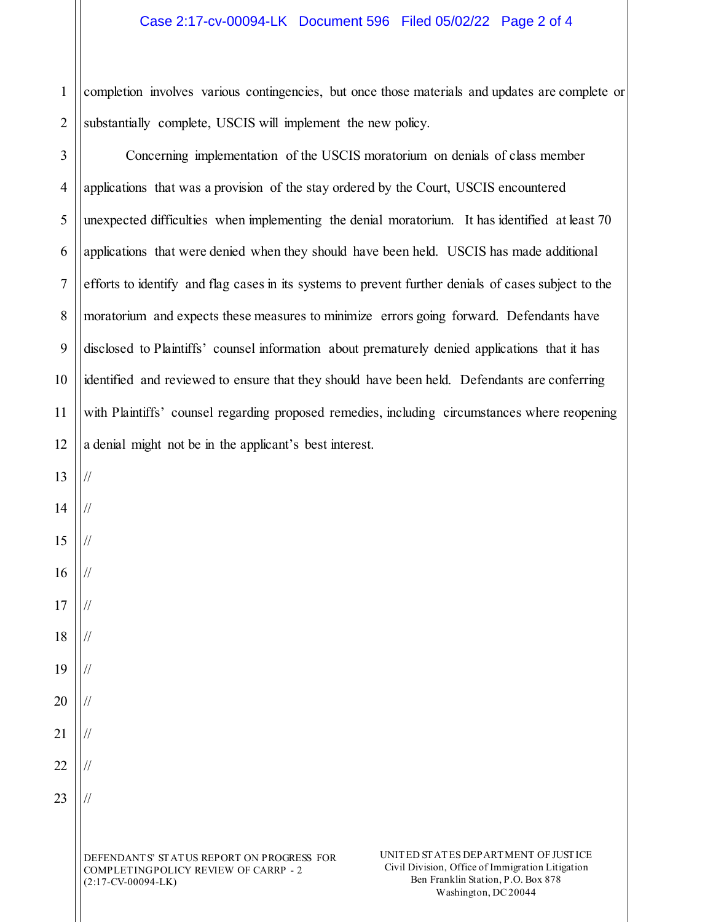completion involves various contingencies, but once those materials and updates are complete or substantially complete, USCIS will implement the new policy.

Concerning implementation of the USCIS moratorium on denials of class member applications that was a provision of the stay ordered by the Court, USCIS encountered unexpected difficulties when implementing the denial moratorium. It has identified at least 70 applications that were denied when they should have been held. USCIS has made additional efforts to identify and flag cases in its systems to prevent further denials of cases subject to the moratorium and expects these measures to minimize errors going forward. Defendants have disclosed to Plaintiffs' counsel information about prematurely denied applications that it has identified and reviewed to ensure that they should have been held. Defendants are conferring with Plaintiffs' counsel regarding proposed remedies, including circumstances where reopening a denial might not be in the applicant's best interest.

//

//

//

//

//

//

//

//

//

//

//

DEFENDANTS' STATUS REPORT ON PROGRESS FOR COMPLETING POLICY REVIEW OF CARRP - 2
(2:17-CV-00094-LK)

UNITED STATES DEPARTMENT OF JUSTICE
Civil Division, Office of Immigration Litigation
Ben Franklin Station, P.O. Box 878
Washington, DC 20044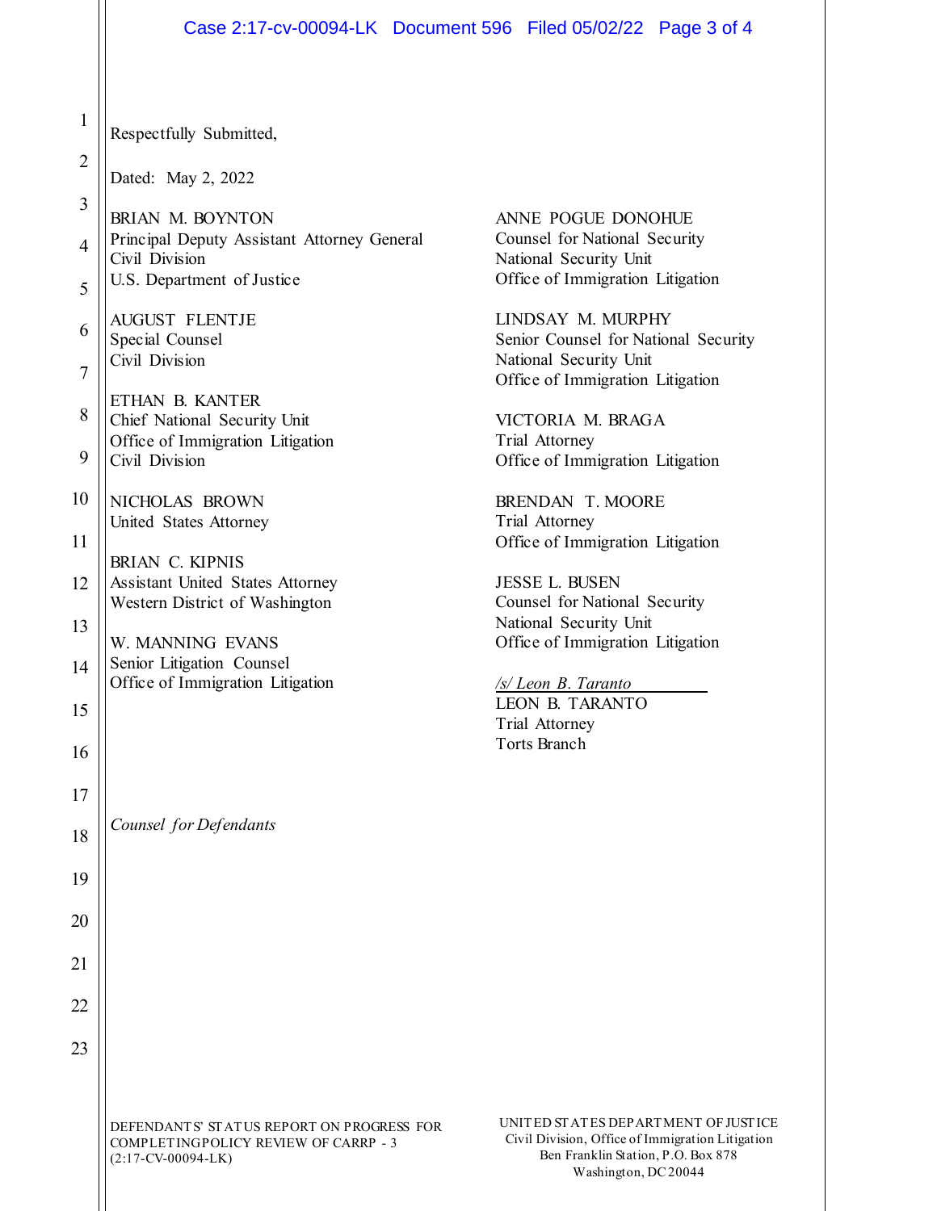Respectfully Submitted,

Dated: May 2, 2022

BRIAN M. BOYNTON
Principal Deputy Assistant Attorney General
Civil Division
U.S. Department of Justice

AUGUST FLENTJE
Special Counsel
Civil Division

ETHAN B. KANTER
Chief National Security Unit
Office of Immigration Litigation
Civil Division

NICHOLAS BROWN
United States Attorney

BRIAN C. KIPNIS
Assistant United States Attorney
Western District of Washington

W. MANNING EVANS
Senior Litigation Counsel
Office of Immigration Litigation

ANNE POGUE DONOHUE
Counsel for National Security
National Security Unit
Office of Immigration Litigation

LINDSAY M. MURPHY
Senior Counsel for National Security
National Security Unit
Office of Immigration Litigation

VICTORIA M. BRAGA
Trial Attorney
Office of Immigration Litigation

BRENDAN T. MOORE
Trial Attorney
Office of Immigration Litigation

JESSE L. BUSEN
Counsel for National Security
National Security Unit
Office of Immigration Litigation

*/s/ Leon B. Taranto*
LEON B. TARANTO
Trial Attorney
Torts Branch

*Counsel for Defendants*

DEFENDANTS' STATUS REPORT ON PROGRESS FOR COMPLETING POLICY REVIEW OF CARRP - 3
(2:17-CV-00094-LK)

UNITED STATES DEPARTMENT OF JUSTICE
Civil Division, Office of Immigration Litigation
Ben Franklin Station, P.O. Box 878
Washington, DC 20044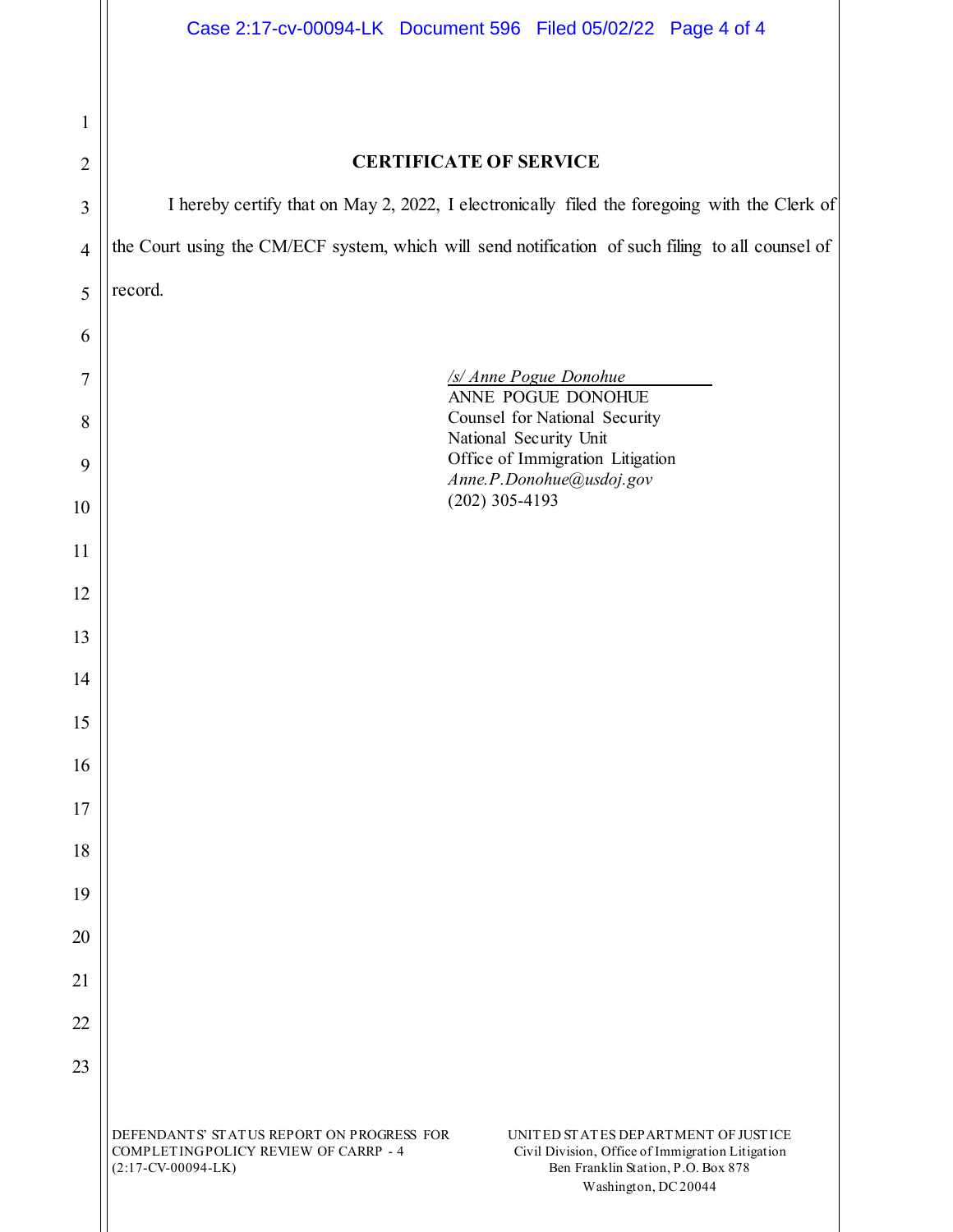## CERTIFICATE OF SERVICE

I hereby certify that on May 2, 2022, I electronically filed the foregoing with the Clerk of the Court using the CM/ECF system, which will send notification of such filing to all counsel of record.

*/s/ Anne Pogue Donohue*
ANNE POGUE DONOHUE
Counsel for National Security
National Security Unit
Office of Immigration Litigation
*Anne.P.Donohue@usdoj.gov*
(202) 305-4193